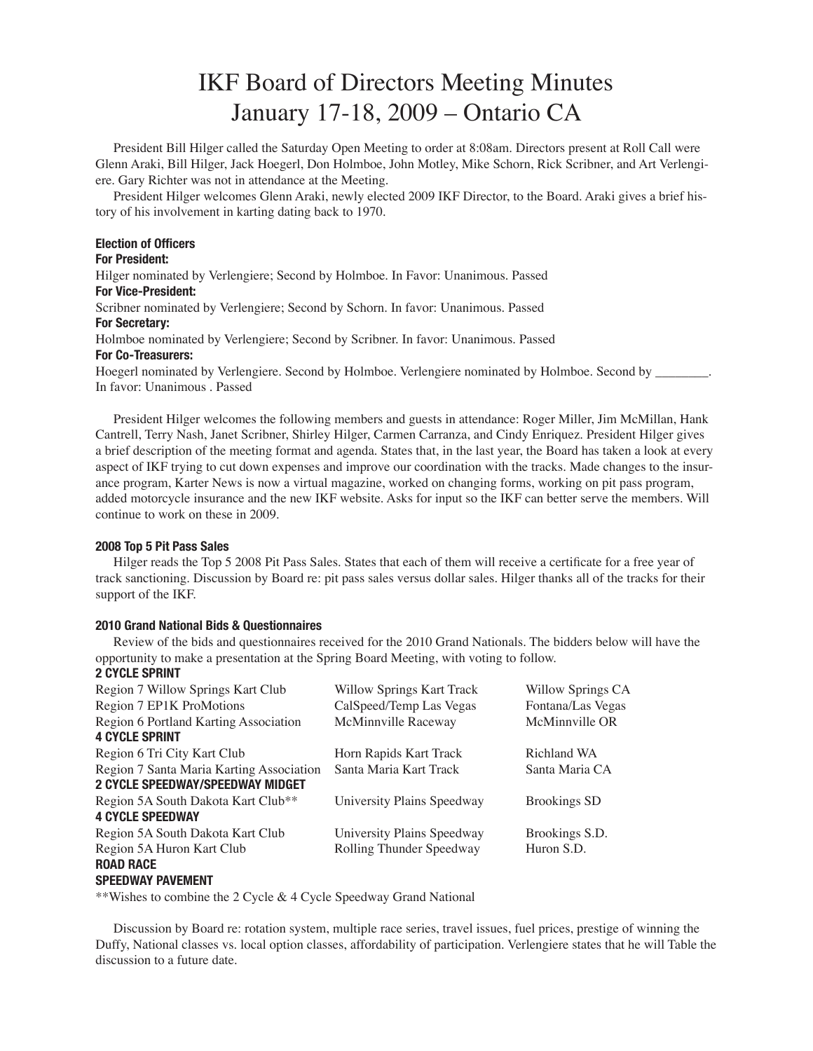# IKF Board of Directors Meeting Minutes
## January 17-18, 2009 – Ontario CA

President Bill Hilger called the Saturday Open Meeting to order at 8:08am. Directors present at Roll Call were Glenn Araki, Bill Hilger, Jack Hoegerl, Don Holmboe, John Motley, Mike Schorn, Rick Scribner, and Art Verlengiere. Gary Richter was not in attendance at the Meeting.

President Hilger welcomes Glenn Araki, newly elected 2009 IKF Director, to the Board. Araki gives a brief history of his involvement in karting dating back to 1970.

### Election of Officers

**For President:**
Hilger nominated by Verlengiere; Second by Holmboe. In Favor: Unanimous. Passed

**For Vice-President:**
Scribner nominated by Verlengiere; Second by Schorn. In favor: Unanimous. Passed

**For Secretary:**
Holmboe nominated by Verlengiere; Second by Scribner. In favor: Unanimous. Passed

**For Co-Treasurers:**
Hoegerl nominated by Verlengiere. Second by Holmboe. Verlengiere nominated by Holmboe. Second by ________. In favor: Unanimous . Passed

President Hilger welcomes the following members and guests in attendance: Roger Miller, Jim McMillan, Hank Cantrell, Terry Nash, Janet Scribner, Shirley Hilger, Carmen Carranza, and Cindy Enriquez. President Hilger gives a brief description of the meeting format and agenda. States that, in the last year, the Board has taken a look at every aspect of IKF trying to cut down expenses and improve our coordination with the tracks. Made changes to the insurance program, Karter News is now a virtual magazine, worked on changing forms, working on pit pass program, added motorcycle insurance and the new IKF website. Asks for input so the IKF can better serve the members. Will continue to work on these in 2009.

### 2008 Top 5 Pit Pass Sales

Hilger reads the Top 5 2008 Pit Pass Sales. States that each of them will receive a certificate for a free year of track sanctioning. Discussion by Board re: pit pass sales versus dollar sales. Hilger thanks all of the tracks for their support of the IKF.

### 2010 Grand National Bids & Questionnaires

Review of the bids and questionnaires received for the 2010 Grand Nationals. The bidders below will have the opportunity to make a presentation at the Spring Board Meeting, with voting to follow.

| | | |
|---|---|---|
| **2 CYCLE SPRINT** | | |
| Region 7 Willow Springs Kart Club | Willow Springs Kart Track | Willow Springs CA |
| Region 7 EP1K ProMotions | CalSpeed/Temp Las Vegas | Fontana/Las Vegas |
| Region 6 Portland Karting Association | McMinnville Raceway | McMinnville OR |
| **4 CYCLE SPRINT** | | |
| Region 6 Tri City Kart Club | Horn Rapids Kart Track | Richland WA |
| Region 7 Santa Maria Karting Association | Santa Maria Kart Track | Santa Maria CA |
| **2 CYCLE SPEEDWAY/SPEEDWAY MIDGET** | | |
| Region 5A South Dakota Kart Club** | University Plains Speedway | Brookings SD |
| **4 CYCLE SPEEDWAY** | | |
| Region 5A South Dakota Kart Club | University Plains Speedway | Brookings S.D. |
| Region 5A Huron Kart Club | Rolling Thunder Speedway | Huron S.D. |
| **ROAD RACE** | | |
| **SPEEDWAY PAVEMENT** | | |

**Wishes to combine the 2 Cycle & 4 Cycle Speedway Grand National

Discussion by Board re: rotation system, multiple race series, travel issues, fuel prices, prestige of winning the Duffy, National classes vs. local option classes, affordability of participation. Verlengiere states that he will Table the discussion to a future date.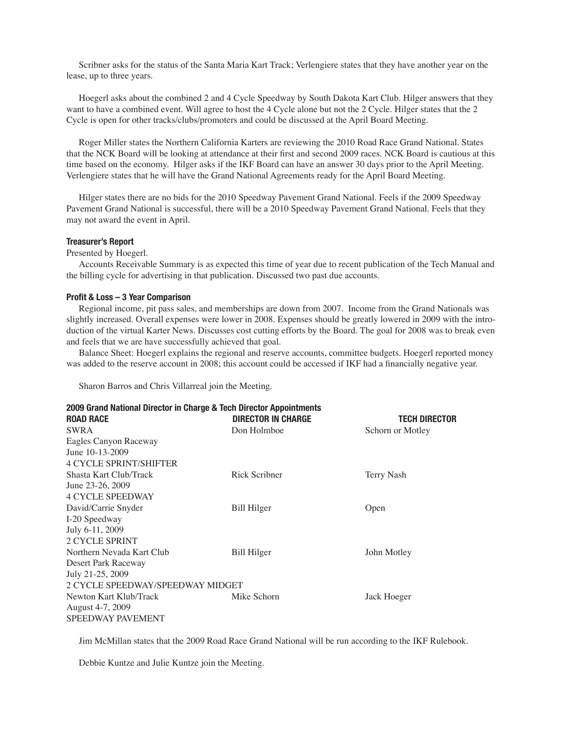Scribner asks for the status of the Santa Maria Kart Track; Verlengiere states that they have another year on the lease, up to three years.

Hoegerl asks about the combined 2 and 4 Cycle Speedway by South Dakota Kart Club. Hilger answers that they want to have a combined event. Will agree to host the 4 Cycle alone but not the 2 Cycle. Hilger states that the 2 Cycle is open for other tracks/clubs/promoters and could be discussed at the April Board Meeting.

Roger Miller states the Northern California Karters are reviewing the 2010 Road Race Grand National. States that the NCK Board will be looking at attendance at their first and second 2009 races. NCK Board is cautious at this time based on the economy. Hilger asks if the IKF Board can have an answer 30 days prior to the April Meeting. Verlengiere states that he will have the Grand National Agreements ready for the April Board Meeting.

Hilger states there are no bids for the 2010 Speedway Pavement Grand National. Feels if the 2009 Speedway Pavement Grand National is successful, there will be a 2010 Speedway Pavement Grand National. Feels that they may not award the event in April.

#### Treasurer's Report

Presented by Hoegerl.

Accounts Receivable Summary is as expected this time of year due to recent publication of the Tech Manual and the billing cycle for advertising in that publication. Discussed two past due accounts.

#### Profit & Loss – 3 Year Comparison

Regional income, pit pass sales, and memberships are down from 2007. Income from the Grand Nationals was slightly increased. Overall expenses were lower in 2008. Expenses should be greatly lowered in 2009 with the introduction of the virtual Karter News. Discusses cost cutting efforts by the Board. The goal for 2008 was to break even and feels that we are have successfully achieved that goal.

Balance Sheet: Hoegerl explains the regional and reserve accounts, committee budgets. Hoegerl reported money was added to the reserve account in 2008; this account could be accessed if IKF had a financially negative year.

Sharon Barros and Chris Villarreal join the Meeting.

#### 2009 Grand National Director in Charge & Tech Director Appointments

| ROAD RACE | DIRECTOR IN CHARGE | TECH DIRECTOR |
|---|---|---|
| SWRA<br>Eagles Canyon Raceway<br>June 10-13-2009 | Don Holmboe | Schorn or Motley |
| 4 CYCLE SPRINT/SHIFTER | | |
| Shasta Kart Club/Track<br>June 23-26, 2009 | Rick Scribner | Terry Nash |
| 4 CYCLE SPEEDWAY | | |
| David/Carrie Snyder<br>I-20 Speedway<br>July 6-11, 2009 | Bill Hilger | Open |
| 2 CYCLE SPRINT | | |
| Northern Nevada Kart Club<br>Desert Park Raceway<br>July 21-25, 2009 | Bill Hilger | John Motley |
| 2 CYCLE SPEEDWAY/SPEEDWAY MIDGET | | |
| Newton Kart Klub/Track<br>August 4-7, 2009 | Mike Schorn | Jack Hoeger |
| SPEEDWAY PAVEMENT | | |

Jim McMillan states that the 2009 Road Race Grand National will be run according to the IKF Rulebook.

Debbie Kuntze and Julie Kuntze join the Meeting.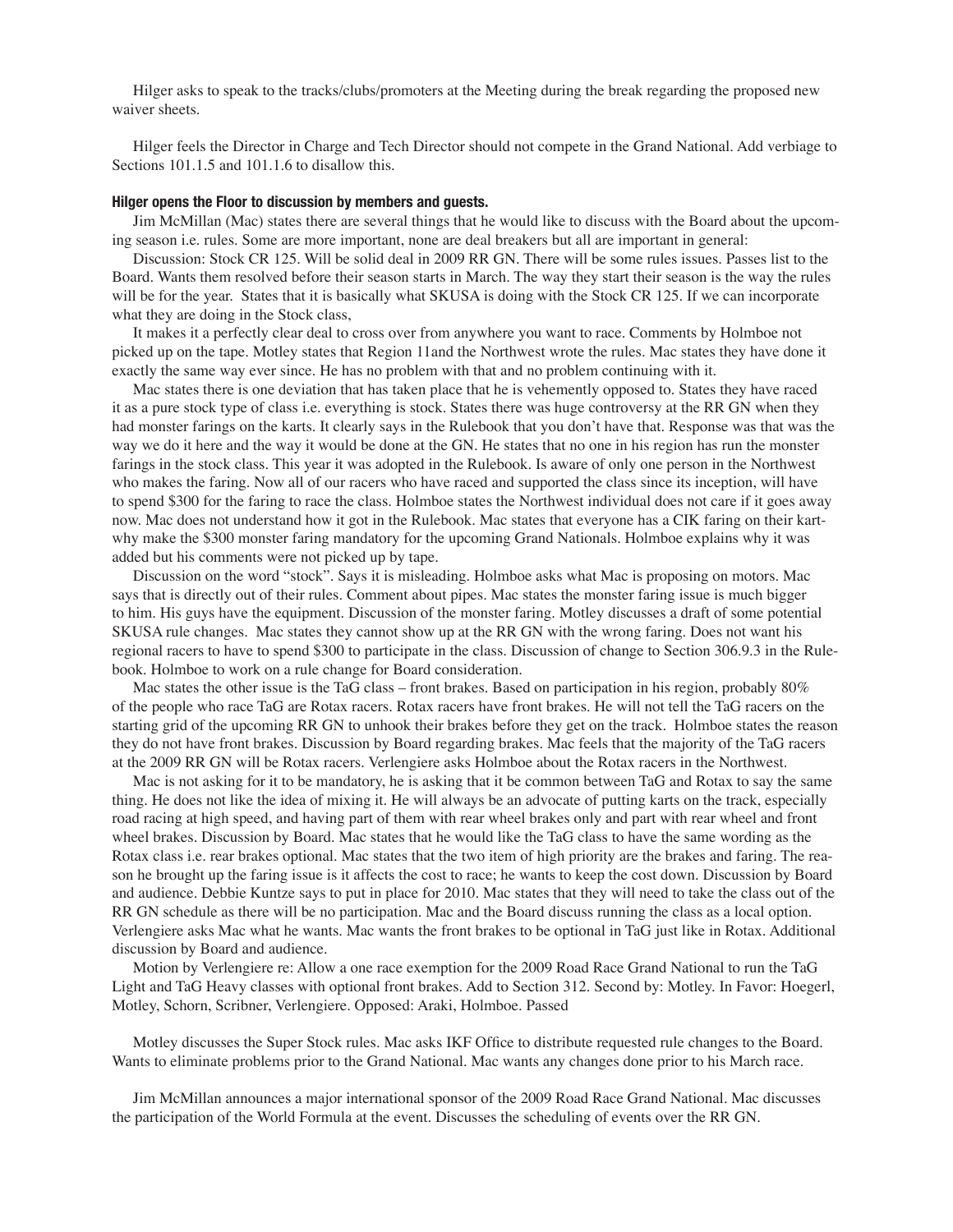Hilger asks to speak to the tracks/clubs/promoters at the Meeting during the break regarding the proposed new waiver sheets.

Hilger feels the Director in Charge and Tech Director should not compete in the Grand National. Add verbiage to Sections 101.1.5 and 101.1.6 to disallow this.

**Hilger opens the Floor to discussion by members and guests.**

Jim McMillan (Mac) states there are several things that he would like to discuss with the Board about the upcoming season i.e. rules. Some are more important, none are deal breakers but all are important in general:

Discussion: Stock CR 125. Will be solid deal in 2009 RR GN. There will be some rules issues. Passes list to the Board. Wants them resolved before their season starts in March. The way they start their season is the way the rules will be for the year. States that it is basically what SKUSA is doing with the Stock CR 125. If we can incorporate what they are doing in the Stock class,

It makes it a perfectly clear deal to cross over from anywhere you want to race. Comments by Holmboe not picked up on the tape. Motley states that Region 11and the Northwest wrote the rules. Mac states they have done it exactly the same way ever since. He has no problem with that and no problem continuing with it.

Mac states there is one deviation that has taken place that he is vehemently opposed to. States they have raced it as a pure stock type of class i.e. everything is stock. States there was huge controversy at the RR GN when they had monster farings on the karts. It clearly says in the Rulebook that you don't have that. Response was that was the way we do it here and the way it would be done at the GN. He states that no one in his region has run the monster farings in the stock class. This year it was adopted in the Rulebook. Is aware of only one person in the Northwest who makes the faring. Now all of our racers who have raced and supported the class since its inception, will have to spend $300 for the faring to race the class. Holmboe states the Northwest individual does not care if it goes away now. Mac does not understand how it got in the Rulebook. Mac states that everyone has a CIK faring on their kart-why make the $300 monster faring mandatory for the upcoming Grand Nationals. Holmboe explains why it was added but his comments were not picked up by tape.

Discussion on the word "stock". Says it is misleading. Holmboe asks what Mac is proposing on motors. Mac says that is directly out of their rules. Comment about pipes. Mac states the monster faring issue is much bigger to him. His guys have the equipment. Discussion of the monster faring. Motley discusses a draft of some potential SKUSA rule changes. Mac states they cannot show up at the RR GN with the wrong faring. Does not want his regional racers to have to spend $300 to participate in the class. Discussion of change to Section 306.9.3 in the Rulebook. Holmboe to work on a rule change for Board consideration.

Mac states the other issue is the TaG class – front brakes. Based on participation in his region, probably 80% of the people who race TaG are Rotax racers. Rotax racers have front brakes. He will not tell the TaG racers on the starting grid of the upcoming RR GN to unhook their brakes before they get on the track. Holmboe states the reason they do not have front brakes. Discussion by Board regarding brakes. Mac feels that the majority of the TaG racers at the 2009 RR GN will be Rotax racers. Verlengiere asks Holmboe about the Rotax racers in the Northwest.

Mac is not asking for it to be mandatory, he is asking that it be common between TaG and Rotax to say the same thing. He does not like the idea of mixing it. He will always be an advocate of putting karts on the track, especially road racing at high speed, and having part of them with rear wheel brakes only and part with rear wheel and front wheel brakes. Discussion by Board. Mac states that he would like the TaG class to have the same wording as the Rotax class i.e. rear brakes optional. Mac states that the two item of high priority are the brakes and faring. The reason he brought up the faring issue is it affects the cost to race; he wants to keep the cost down. Discussion by Board and audience. Debbie Kuntze says to put in place for 2010. Mac states that they will need to take the class out of the RR GN schedule as there will be no participation. Mac and the Board discuss running the class as a local option. Verlengiere asks Mac what he wants. Mac wants the front brakes to be optional in TaG just like in Rotax. Additional discussion by Board and audience.

Motion by Verlengiere re: Allow a one race exemption for the 2009 Road Race Grand National to run the TaG Light and TaG Heavy classes with optional front brakes. Add to Section 312. Second by: Motley. In Favor: Hoegerl, Motley, Schorn, Scribner, Verlengiere. Opposed: Araki, Holmboe. Passed

Motley discusses the Super Stock rules. Mac asks IKF Office to distribute requested rule changes to the Board. Wants to eliminate problems prior to the Grand National. Mac wants any changes done prior to his March race.

Jim McMillan announces a major international sponsor of the 2009 Road Race Grand National. Mac discusses the participation of the World Formula at the event. Discusses the scheduling of events over the RR GN.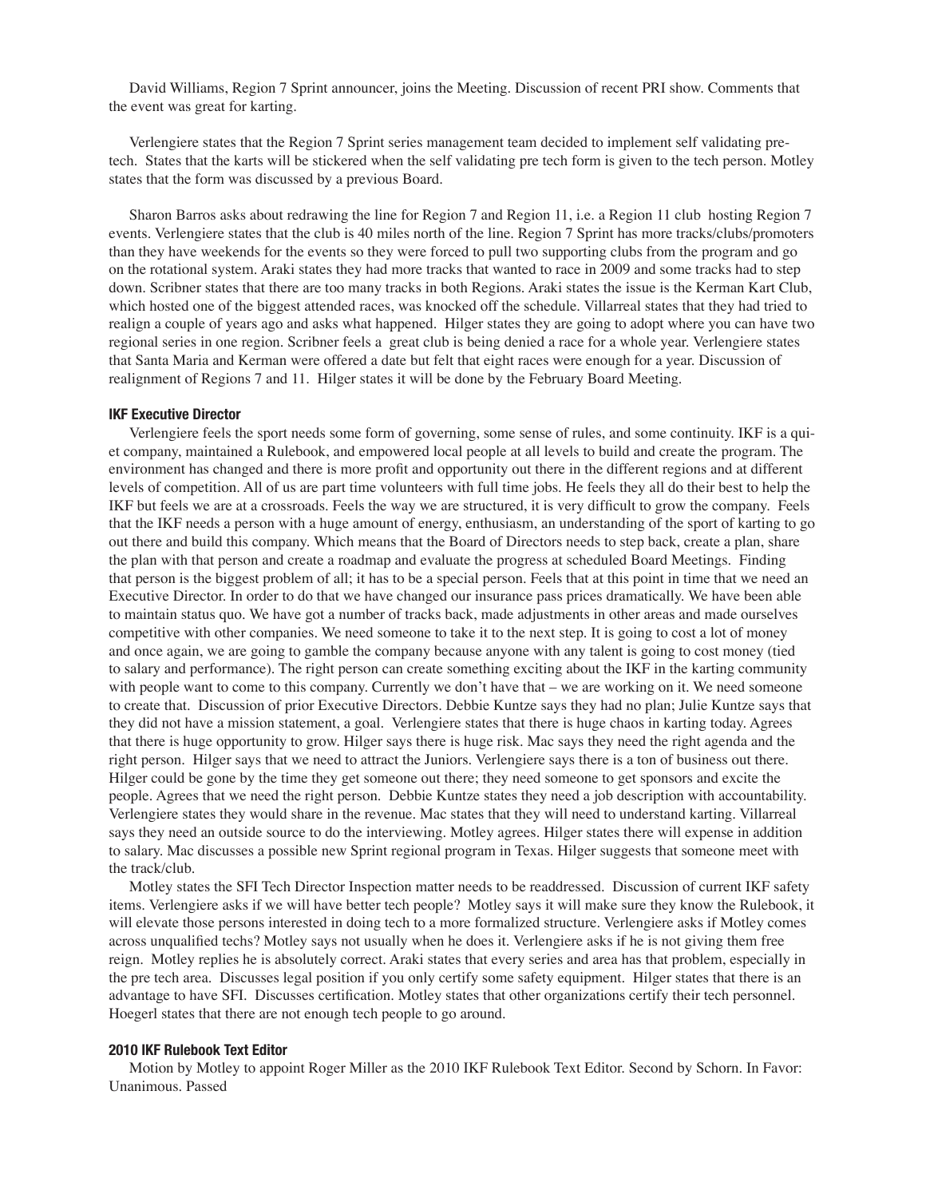David Williams, Region 7 Sprint announcer, joins the Meeting. Discussion of recent PRI show. Comments that the event was great for karting.

Verlengiere states that the Region 7 Sprint series management team decided to implement self validating pre-tech. States that the karts will be stickered when the self validating pre tech form is given to the tech person. Motley states that the form was discussed by a previous Board.

Sharon Barros asks about redrawing the line for Region 7 and Region 11, i.e. a Region 11 club hosting Region 7 events. Verlengiere states that the club is 40 miles north of the line. Region 7 Sprint has more tracks/clubs/promoters than they have weekends for the events so they were forced to pull two supporting clubs from the program and go on the rotational system. Araki states they had more tracks that wanted to race in 2009 and some tracks had to step down. Scribner states that there are too many tracks in both Regions. Araki states the issue is the Kerman Kart Club, which hosted one of the biggest attended races, was knocked off the schedule. Villarreal states that they had tried to realign a couple of years ago and asks what happened. Hilger states they are going to adopt where you can have two regional series in one region. Scribner feels a great club is being denied a race for a whole year. Verlengiere states that Santa Maria and Kerman were offered a date but felt that eight races were enough for a year. Discussion of realignment of Regions 7 and 11. Hilger states it will be done by the February Board Meeting.

#### IKF Executive Director

Verlengiere feels the sport needs some form of governing, some sense of rules, and some continuity. IKF is a quiet company, maintained a Rulebook, and empowered local people at all levels to build and create the program. The environment has changed and there is more profit and opportunity out there in the different regions and at different levels of competition. All of us are part time volunteers with full time jobs. He feels they all do their best to help the IKF but feels we are at a crossroads. Feels the way we are structured, it is very difficult to grow the company. Feels that the IKF needs a person with a huge amount of energy, enthusiasm, an understanding of the sport of karting to go out there and build this company. Which means that the Board of Directors needs to step back, create a plan, share the plan with that person and create a roadmap and evaluate the progress at scheduled Board Meetings. Finding that person is the biggest problem of all; it has to be a special person. Feels that at this point in time that we need an Executive Director. In order to do that we have changed our insurance pass prices dramatically. We have been able to maintain status quo. We have got a number of tracks back, made adjustments in other areas and made ourselves competitive with other companies. We need someone to take it to the next step. It is going to cost a lot of money and once again, we are going to gamble the company because anyone with any talent is going to cost money (tied to salary and performance). The right person can create something exciting about the IKF in the karting community with people want to come to this company. Currently we don't have that – we are working on it. We need someone to create that. Discussion of prior Executive Directors. Debbie Kuntze says they had no plan; Julie Kuntze says that they did not have a mission statement, a goal. Verlengiere states that there is huge chaos in karting today. Agrees that there is huge opportunity to grow. Hilger says there is huge risk. Mac says they need the right agenda and the right person. Hilger says that we need to attract the Juniors. Verlengiere says there is a ton of business out there. Hilger could be gone by the time they get someone out there; they need someone to get sponsors and excite the people. Agrees that we need the right person. Debbie Kuntze states they need a job description with accountability. Verlengiere states they would share in the revenue. Mac states that they will need to understand karting. Villarreal says they need an outside source to do the interviewing. Motley agrees. Hilger states there will expense in addition to salary. Mac discusses a possible new Sprint regional program in Texas. Hilger suggests that someone meet with the track/club.

Motley states the SFI Tech Director Inspection matter needs to be readdressed. Discussion of current IKF safety items. Verlengiere asks if we will have better tech people? Motley says it will make sure they know the Rulebook, it will elevate those persons interested in doing tech to a more formalized structure. Verlengiere asks if Motley comes across unqualified techs? Motley says not usually when he does it. Verlengiere asks if he is not giving them free reign. Motley replies he is absolutely correct. Araki states that every series and area has that problem, especially in the pre tech area. Discusses legal position if you only certify some safety equipment. Hilger states that there is an advantage to have SFI. Discusses certification. Motley states that other organizations certify their tech personnel. Hoegerl states that there are not enough tech people to go around.

#### 2010 IKF Rulebook Text Editor

Motion by Motley to appoint Roger Miller as the 2010 IKF Rulebook Text Editor. Second by Schorn. In Favor: Unanimous. Passed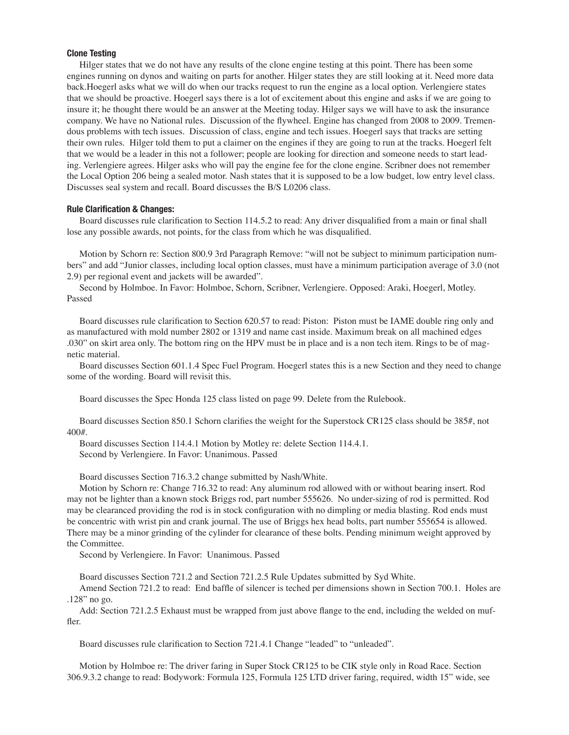### Clone Testing

Hilger states that we do not have any results of the clone engine testing at this point. There has been some engines running on dynos and waiting on parts for another. Hilger states they are still looking at it. Need more data back.Hoegerl asks what we will do when our tracks request to run the engine as a local option. Verlengiere states that we should be proactive. Hoegerl says there is a lot of excitement about this engine and asks if we are going to insure it; he thought there would be an answer at the Meeting today. Hilger says we will have to ask the insurance company. We have no National rules. Discussion of the flywheel. Engine has changed from 2008 to 2009. Tremendous problems with tech issues. Discussion of class, engine and tech issues. Hoegerl says that tracks are setting their own rules. Hilger told them to put a claimer on the engines if they are going to run at the tracks. Hoegerl felt that we would be a leader in this not a follower; people are looking for direction and someone needs to start leading. Verlengiere agrees. Hilger asks who will pay the engine fee for the clone engine. Scribner does not remember the Local Option 206 being a sealed motor. Nash states that it is supposed to be a low budget, low entry level class. Discusses seal system and recall. Board discusses the B/S L0206 class.

### Rule Clarification & Changes:

Board discusses rule clarification to Section 114.5.2 to read: Any driver disqualified from a main or final shall lose any possible awards, not points, for the class from which he was disqualified.

Motion by Schorn re: Section 800.9 3rd Paragraph Remove: "will not be subject to minimum participation numbers" and add "Junior classes, including local option classes, must have a minimum participation average of 3.0 (not 2.9) per regional event and jackets will be awarded".

Second by Holmboe. In Favor: Holmboe, Schorn, Scribner, Verlengiere. Opposed: Araki, Hoegerl, Motley. Passed

Board discusses rule clarification to Section 620.57 to read: Piston: Piston must be IAME double ring only and as manufactured with mold number 2802 or 1319 and name cast inside. Maximum break on all machined edges .030" on skirt area only. The bottom ring on the HPV must be in place and is a non tech item. Rings to be of magnetic material.

Board discusses Section 601.1.4 Spec Fuel Program. Hoegerl states this is a new Section and they need to change some of the wording. Board will revisit this.

Board discusses the Spec Honda 125 class listed on page 99. Delete from the Rulebook.

Board discusses Section 850.1 Schorn clarifies the weight for the Superstock CR125 class should be 385#, not 400#.

Board discusses Section 114.4.1 Motion by Motley re: delete Section 114.4.1.

Second by Verlengiere. In Favor: Unanimous. Passed

Board discusses Section 716.3.2 change submitted by Nash/White.

Motion by Schorn re: Change 716.32 to read: Any aluminum rod allowed with or without bearing insert. Rod may not be lighter than a known stock Briggs rod, part number 555626. No under-sizing of rod is permitted. Rod may be clearanced providing the rod is in stock configuration with no dimpling or media blasting. Rod ends must be concentric with wrist pin and crank journal. The use of Briggs hex head bolts, part number 555654 is allowed. There may be a minor grinding of the cylinder for clearance of these bolts. Pending minimum weight approved by the Committee.

Second by Verlengiere. In Favor: Unanimous. Passed

Board discusses Section 721.2 and Section 721.2.5 Rule Updates submitted by Syd White.

Amend Section 721.2 to read: End baffle of silencer is teched per dimensions shown in Section 700.1. Holes are .128" no go.

Add: Section 721.2.5 Exhaust must be wrapped from just above flange to the end, including the welded on muffler.

Board discusses rule clarification to Section 721.4.1 Change "leaded" to "unleaded".

Motion by Holmboe re: The driver faring in Super Stock CR125 to be CIK style only in Road Race. Section 306.9.3.2 change to read: Bodywork: Formula 125, Formula 125 LTD driver faring, required, width 15" wide, see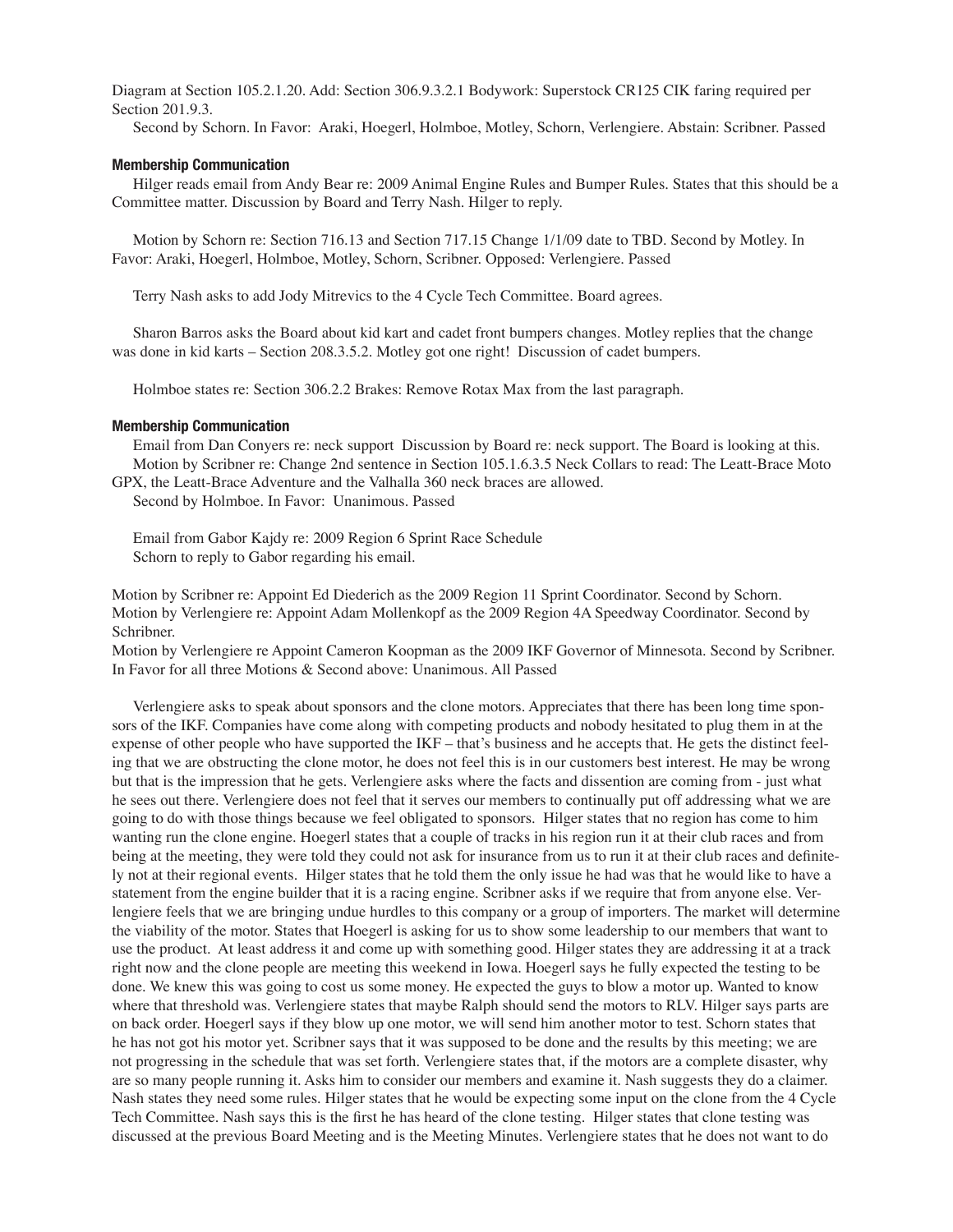Diagram at Section 105.2.1.20. Add: Section 306.9.3.2.1 Bodywork: Superstock CR125 CIK faring required per Section 201.9.3.

Second by Schorn. In Favor: Araki, Hoegerl, Holmboe, Motley, Schorn, Verlengiere. Abstain: Scribner. Passed

#### Membership Communication

Hilger reads email from Andy Bear re: 2009 Animal Engine Rules and Bumper Rules. States that this should be a Committee matter. Discussion by Board and Terry Nash. Hilger to reply.

Motion by Schorn re: Section 716.13 and Section 717.15 Change 1/1/09 date to TBD. Second by Motley. In Favor: Araki, Hoegerl, Holmboe, Motley, Schorn, Scribner. Opposed: Verlengiere. Passed

Terry Nash asks to add Jody Mitrevics to the 4 Cycle Tech Committee. Board agrees.

Sharon Barros asks the Board about kid kart and cadet front bumpers changes. Motley replies that the change was done in kid karts – Section 208.3.5.2. Motley got one right! Discussion of cadet bumpers.

Holmboe states re: Section 306.2.2 Brakes: Remove Rotax Max from the last paragraph.

#### Membership Communication

Email from Dan Conyers re: neck support Discussion by Board re: neck support. The Board is looking at this.
Motion by Scribner re: Change 2nd sentence in Section 105.1.6.3.5 Neck Collars to read: The Leatt-Brace Moto GPX, the Leatt-Brace Adventure and the Valhalla 360 neck braces are allowed.

Second by Holmboe. In Favor: Unanimous. Passed

Email from Gabor Kajdy re: 2009 Region 6 Sprint Race Schedule
Schorn to reply to Gabor regarding his email.

Motion by Scribner re: Appoint Ed Diederich as the 2009 Region 11 Sprint Coordinator. Second by Schorn.
Motion by Verlengiere re: Appoint Adam Mollenkopf as the 2009 Region 4A Speedway Coordinator. Second by Schribner.
Motion by Verlengiere re Appoint Cameron Koopman as the 2009 IKF Governor of Minnesota. Second by Scribner.
In Favor for all three Motions & Second above: Unanimous. All Passed

Verlengiere asks to speak about sponsors and the clone motors. Appreciates that there has been long time sponsors of the IKF. Companies have come along with competing products and nobody hesitated to plug them in at the expense of other people who have supported the IKF – that's business and he accepts that. He gets the distinct feeling that we are obstructing the clone motor, he does not feel this is in our customers best interest. He may be wrong but that is the impression that he gets. Verlengiere asks where the facts and dissention are coming from - just what he sees out there. Verlengiere does not feel that it serves our members to continually put off addressing what we are going to do with those things because we feel obligated to sponsors. Hilger states that no region has come to him wanting run the clone engine. Hoegerl states that a couple of tracks in his region run it at their club races and from being at the meeting, they were told they could not ask for insurance from us to run it at their club races and definitely not at their regional events. Hilger states that he told them the only issue he had was that he would like to have a statement from the engine builder that it is a racing engine. Scribner asks if we require that from anyone else. Verlengiere feels that we are bringing undue hurdles to this company or a group of importers. The market will determine the viability of the motor. States that Hoegerl is asking for us to show some leadership to our members that want to use the product. At least address it and come up with something good. Hilger states they are addressing it at a track right now and the clone people are meeting this weekend in Iowa. Hoegerl says he fully expected the testing to be done. We knew this was going to cost us some money. He expected the guys to blow a motor up. Wanted to know where that threshold was. Verlengiere states that maybe Ralph should send the motors to RLV. Hilger says parts are on back order. Hoegerl says if they blow up one motor, we will send him another motor to test. Schorn states that he has not got his motor yet. Scribner says that it was supposed to be done and the results by this meeting; we are not progressing in the schedule that was set forth. Verlengiere states that, if the motors are a complete disaster, why are so many people running it. Asks him to consider our members and examine it. Nash suggests they do a claimer. Nash states they need some rules. Hilger states that he would be expecting some input on the clone from the 4 Cycle Tech Committee. Nash says this is the first he has heard of the clone testing. Hilger states that clone testing was discussed at the previous Board Meeting and is the Meeting Minutes. Verlengiere states that he does not want to do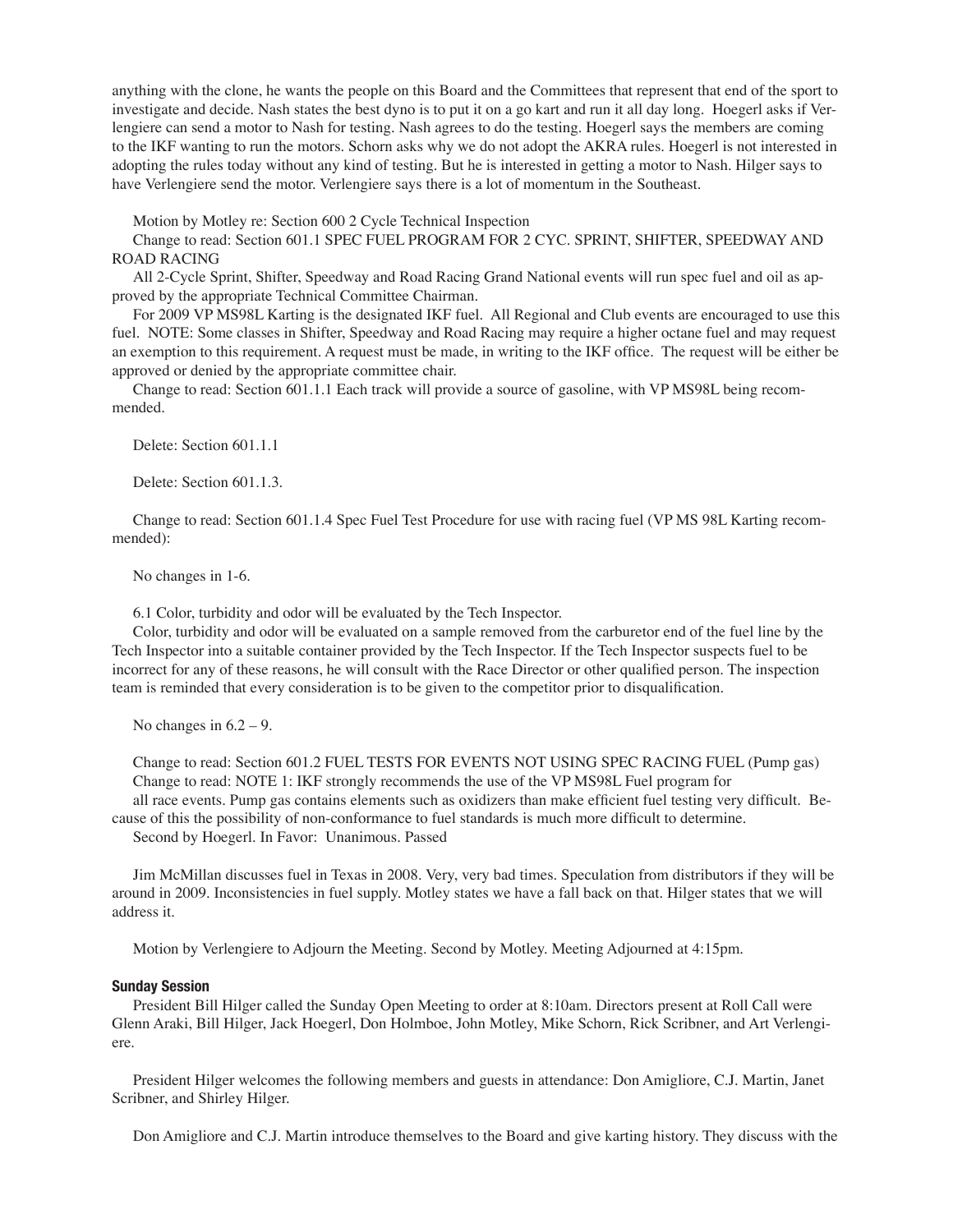anything with the clone, he wants the people on this Board and the Committees that represent that end of the sport to investigate and decide. Nash states the best dyno is to put it on a go kart and run it all day long. Hoegerl asks if Verlengiere can send a motor to Nash for testing. Nash agrees to do the testing. Hoegerl says the members are coming to the IKF wanting to run the motors. Schorn asks why we do not adopt the AKRA rules. Hoegerl is not interested in adopting the rules today without any kind of testing. But he is interested in getting a motor to Nash. Hilger says to have Verlengiere send the motor. Verlengiere says there is a lot of momentum in the Southeast.

Motion by Motley re: Section 600 2 Cycle Technical Inspection

Change to read: Section 601.1 SPEC FUEL PROGRAM FOR 2 CYC. SPRINT, SHIFTER, SPEEDWAY AND ROAD RACING

All 2-Cycle Sprint, Shifter, Speedway and Road Racing Grand National events will run spec fuel and oil as approved by the appropriate Technical Committee Chairman.

For 2009 VP MS98L Karting is the designated IKF fuel. All Regional and Club events are encouraged to use this fuel. NOTE: Some classes in Shifter, Speedway and Road Racing may require a higher octane fuel and may request an exemption to this requirement. A request must be made, in writing to the IKF office. The request will be either be approved or denied by the appropriate committee chair.

Change to read: Section 601.1.1 Each track will provide a source of gasoline, with VP MS98L being recommended.

Delete: Section 601.1.1

Delete: Section 601.1.3.

Change to read: Section 601.1.4 Spec Fuel Test Procedure for use with racing fuel (VP MS 98L Karting recommended):

No changes in 1-6.

6.1 Color, turbidity and odor will be evaluated by the Tech Inspector.

Color, turbidity and odor will be evaluated on a sample removed from the carburetor end of the fuel line by the Tech Inspector into a suitable container provided by the Tech Inspector. If the Tech Inspector suspects fuel to be incorrect for any of these reasons, he will consult with the Race Director or other qualified person. The inspection team is reminded that every consideration is to be given to the competitor prior to disqualification.

No changes in 6.2 – 9.

Change to read: Section 601.2 FUEL TESTS FOR EVENTS NOT USING SPEC RACING FUEL (Pump gas)

Change to read: NOTE 1: IKF strongly recommends the use of the VP MS98L Fuel program for all race events. Pump gas contains elements such as oxidizers than make efficient fuel testing very difficult. Because of this the possibility of non-conformance to fuel standards is much more difficult to determine.

Second by Hoegerl. In Favor: Unanimous. Passed

Jim McMillan discusses fuel in Texas in 2008. Very, very bad times. Speculation from distributors if they will be around in 2009. Inconsistencies in fuel supply. Motley states we have a fall back on that. Hilger states that we will address it.

Motion by Verlengiere to Adjourn the Meeting. Second by Motley. Meeting Adjourned at 4:15pm.

#### Sunday Session

President Bill Hilger called the Sunday Open Meeting to order at 8:10am. Directors present at Roll Call were Glenn Araki, Bill Hilger, Jack Hoegerl, Don Holmboe, John Motley, Mike Schorn, Rick Scribner, and Art Verlengiere.

President Hilger welcomes the following members and guests in attendance: Don Amigliore, C.J. Martin, Janet Scribner, and Shirley Hilger.

Don Amigliore and C.J. Martin introduce themselves to the Board and give karting history. They discuss with the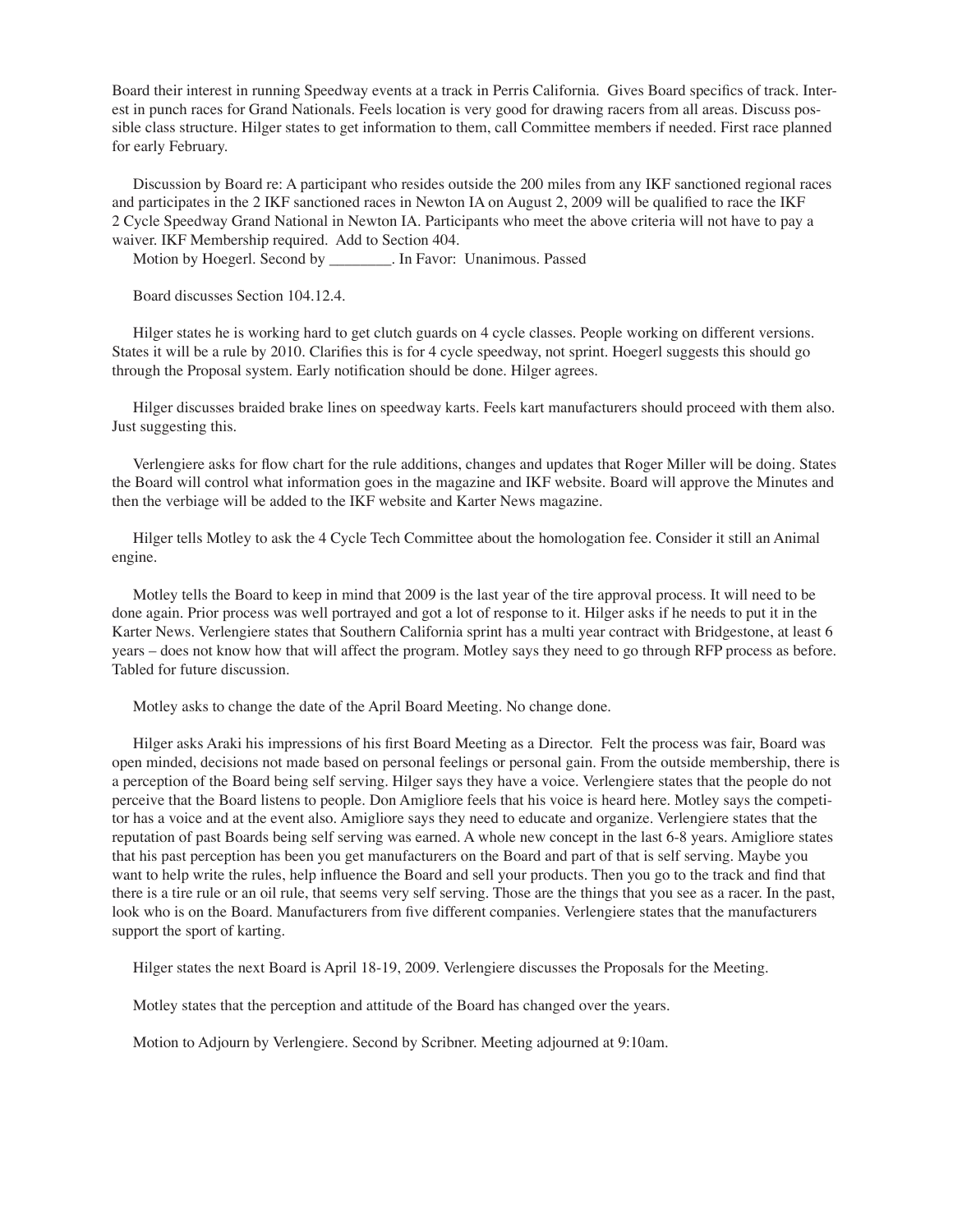Board their interest in running Speedway events at a track in Perris California. Gives Board specifics of track. Interest in punch races for Grand Nationals. Feels location is very good for drawing racers from all areas. Discuss possible class structure. Hilger states to get information to them, call Committee members if needed. First race planned for early February.

Discussion by Board re: A participant who resides outside the 200 miles from any IKF sanctioned regional races and participates in the 2 IKF sanctioned races in Newton IA on August 2, 2009 will be qualified to race the IKF 2 Cycle Speedway Grand National in Newton IA. Participants who meet the above criteria will not have to pay a waiver. IKF Membership required. Add to Section 404.

Motion by Hoegerl. Second by ________. In Favor: Unanimous. Passed

Board discusses Section 104.12.4.

Hilger states he is working hard to get clutch guards on 4 cycle classes. People working on different versions. States it will be a rule by 2010. Clarifies this is for 4 cycle speedway, not sprint. Hoegerl suggests this should go through the Proposal system. Early notification should be done. Hilger agrees.

Hilger discusses braided brake lines on speedway karts. Feels kart manufacturers should proceed with them also. Just suggesting this.

Verlengiere asks for flow chart for the rule additions, changes and updates that Roger Miller will be doing. States the Board will control what information goes in the magazine and IKF website. Board will approve the Minutes and then the verbiage will be added to the IKF website and Karter News magazine.

Hilger tells Motley to ask the 4 Cycle Tech Committee about the homologation fee. Consider it still an Animal engine.

Motley tells the Board to keep in mind that 2009 is the last year of the tire approval process. It will need to be done again. Prior process was well portrayed and got a lot of response to it. Hilger asks if he needs to put it in the Karter News. Verlengiere states that Southern California sprint has a multi year contract with Bridgestone, at least 6 years – does not know how that will affect the program. Motley says they need to go through RFP process as before. Tabled for future discussion.

Motley asks to change the date of the April Board Meeting. No change done.

Hilger asks Araki his impressions of his first Board Meeting as a Director. Felt the process was fair, Board was open minded, decisions not made based on personal feelings or personal gain. From the outside membership, there is a perception of the Board being self serving. Hilger says they have a voice. Verlengiere states that the people do not perceive that the Board listens to people. Don Amigliore feels that his voice is heard here. Motley says the competitor has a voice and at the event also. Amigliore says they need to educate and organize. Verlengiere states that the reputation of past Boards being self serving was earned. A whole new concept in the last 6-8 years. Amigliore states that his past perception has been you get manufacturers on the Board and part of that is self serving. Maybe you want to help write the rules, help influence the Board and sell your products. Then you go to the track and find that there is a tire rule or an oil rule, that seems very self serving. Those are the things that you see as a racer. In the past, look who is on the Board. Manufacturers from five different companies. Verlengiere states that the manufacturers support the sport of karting.

Hilger states the next Board is April 18-19, 2009. Verlengiere discusses the Proposals for the Meeting.

Motley states that the perception and attitude of the Board has changed over the years.

Motion to Adjourn by Verlengiere. Second by Scribner. Meeting adjourned at 9:10am.